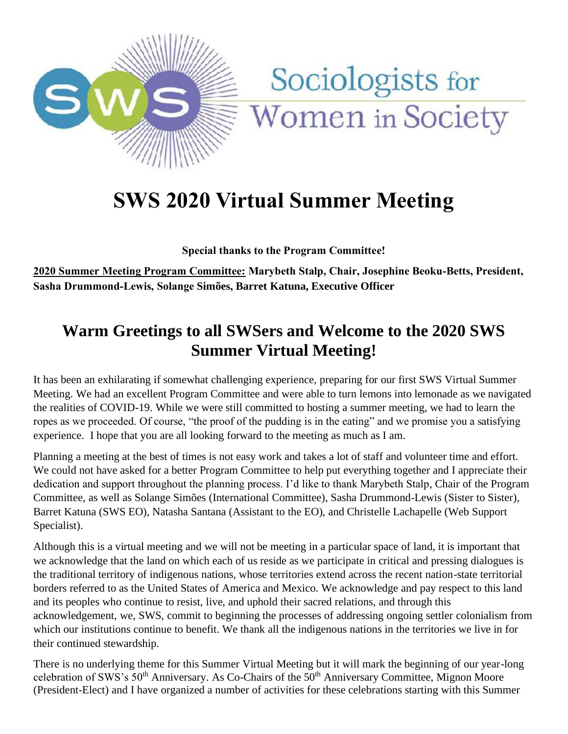Sociologists for Women in Society

# SWS 2020 Virtual Summer Meeting

**Special thanks to the Program Committee!**

**<u>2020 Summer Meeting Program Committee:</u> Marybeth Stalp, Chair, Josephine Beoku-Betts, President, Sasha Drummond-Lewis, Solange Simões, Barret Katuna, Executive Officer**

## Warm Greetings to all SWSers and Welcome to the 2020 SWS Summer Virtual Meeting!

It has been an exhilarating if somewhat challenging experience, preparing for our first SWS Virtual Summer Meeting. We had an excellent Program Committee and were able to turn lemons into lemonade as we navigated the realities of COVID-19. While we were still committed to hosting a summer meeting, we had to learn the ropes as we proceeded. Of course, "the proof of the pudding is in the eating" and we promise you a satisfying experience. I hope that you are all looking forward to the meeting as much as I am.

Planning a meeting at the best of times is not easy work and takes a lot of staff and volunteer time and effort. We could not have asked for a better Program Committee to help put everything together and I appreciate their dedication and support throughout the planning process. I'd like to thank Marybeth Stalp, Chair of the Program Committee, as well as Solange Simões (International Committee), Sasha Drummond-Lewis (Sister to Sister), Barret Katuna (SWS EO), Natasha Santana (Assistant to the EO), and Christelle Lachapelle (Web Support Specialist).

Although this is a virtual meeting and we will not be meeting in a particular space of land, it is important that we acknowledge that the land on which each of us reside as we participate in critical and pressing dialogues is the traditional territory of indigenous nations, whose territories extend across the recent nation-state territorial borders referred to as the United States of America and Mexico. We acknowledge and pay respect to this land and its peoples who continue to resist, live, and uphold their sacred relations, and through this acknowledgement, we, SWS, commit to beginning the processes of addressing ongoing settler colonialism from which our institutions continue to benefit. We thank all the indigenous nations in the territories we live in for their continued stewardship.

There is no underlying theme for this Summer Virtual Meeting but it will mark the beginning of our year-long celebration of SWS's 50th Anniversary. As Co-Chairs of the 50th Anniversary Committee, Mignon Moore (President-Elect) and I have organized a number of activities for these celebrations starting with this Summer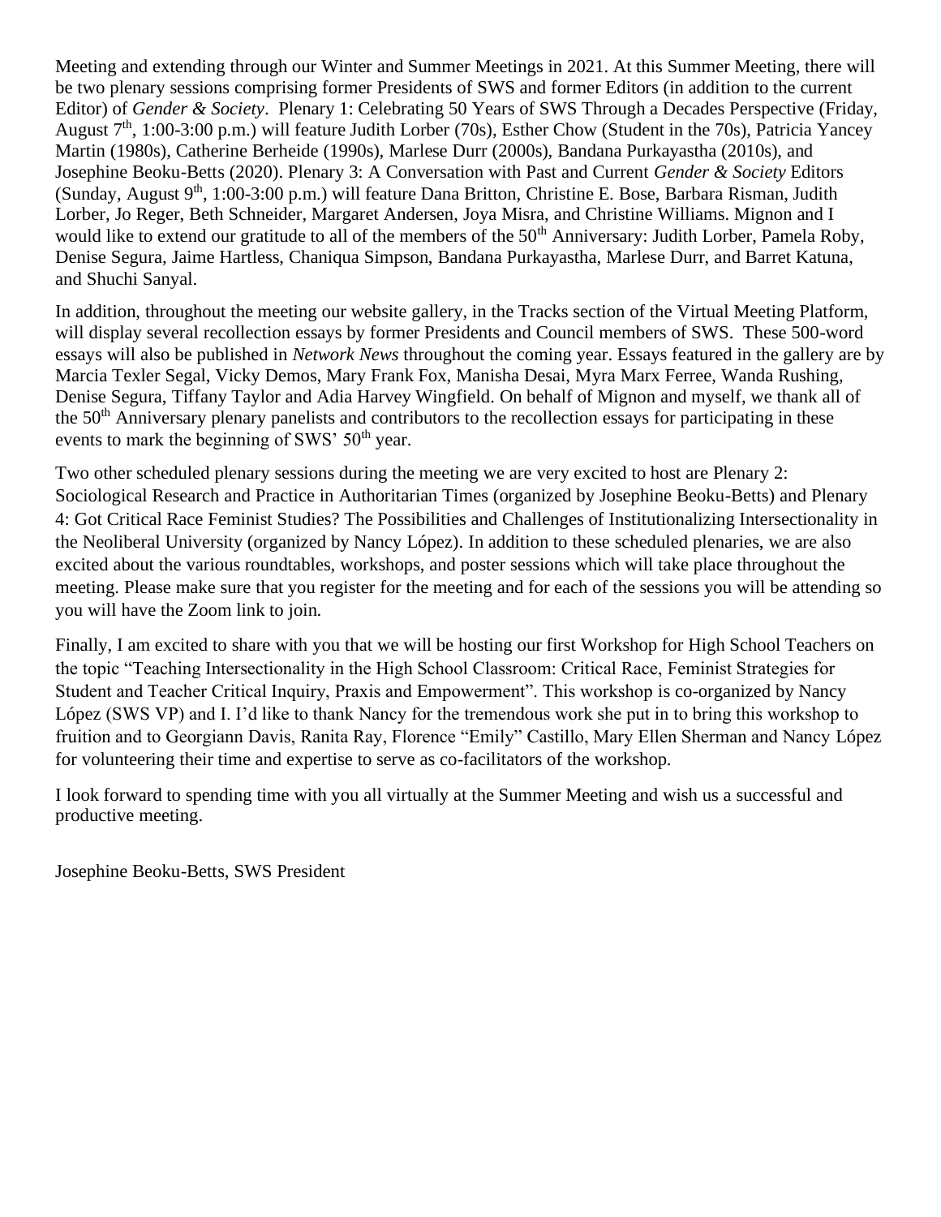Meeting and extending through our Winter and Summer Meetings in 2021. At this Summer Meeting, there will be two plenary sessions comprising former Presidents of SWS and former Editors (in addition to the current Editor) of *Gender & Society*. Plenary 1: Celebrating 50 Years of SWS Through a Decades Perspective (Friday, August 7th, 1:00-3:00 p.m.) will feature Judith Lorber (70s), Esther Chow (Student in the 70s), Patricia Yancey Martin (1980s), Catherine Berheide (1990s), Marlese Durr (2000s), Bandana Purkayastha (2010s), and Josephine Beoku-Betts (2020). Plenary 3: A Conversation with Past and Current *Gender & Society* Editors (Sunday, August 9th, 1:00-3:00 p.m.) will feature Dana Britton, Christine E. Bose, Barbara Risman, Judith Lorber, Jo Reger, Beth Schneider, Margaret Andersen, Joya Misra, and Christine Williams. Mignon and I would like to extend our gratitude to all of the members of the 50th Anniversary: Judith Lorber, Pamela Roby, Denise Segura, Jaime Hartless, Chaniqua Simpson, Bandana Purkayastha, Marlese Durr, and Barret Katuna, and Shuchi Sanyal.

In addition, throughout the meeting our website gallery, in the Tracks section of the Virtual Meeting Platform, will display several recollection essays by former Presidents and Council members of SWS. These 500-word essays will also be published in *Network News* throughout the coming year. Essays featured in the gallery are by Marcia Texler Segal, Vicky Demos, Mary Frank Fox, Manisha Desai, Myra Marx Ferree, Wanda Rushing, Denise Segura, Tiffany Taylor and Adia Harvey Wingfield. On behalf of Mignon and myself, we thank all of the 50th Anniversary plenary panelists and contributors to the recollection essays for participating in these events to mark the beginning of SWS' 50th year.

Two other scheduled plenary sessions during the meeting we are very excited to host are Plenary 2: Sociological Research and Practice in Authoritarian Times (organized by Josephine Beoku-Betts) and Plenary 4: Got Critical Race Feminist Studies? The Possibilities and Challenges of Institutionalizing Intersectionality in the Neoliberal University (organized by Nancy López). In addition to these scheduled plenaries, we are also excited about the various roundtables, workshops, and poster sessions which will take place throughout the meeting. Please make sure that you register for the meeting and for each of the sessions you will be attending so you will have the Zoom link to join.

Finally, I am excited to share with you that we will be hosting our first Workshop for High School Teachers on the topic "Teaching Intersectionality in the High School Classroom: Critical Race, Feminist Strategies for Student and Teacher Critical Inquiry, Praxis and Empowerment". This workshop is co-organized by Nancy López (SWS VP) and I. I'd like to thank Nancy for the tremendous work she put in to bring this workshop to fruition and to Georgiann Davis, Ranita Ray, Florence "Emily" Castillo, Mary Ellen Sherman and Nancy López for volunteering their time and expertise to serve as co-facilitators of the workshop.

I look forward to spending time with you all virtually at the Summer Meeting and wish us a successful and productive meeting.

Josephine Beoku-Betts, SWS President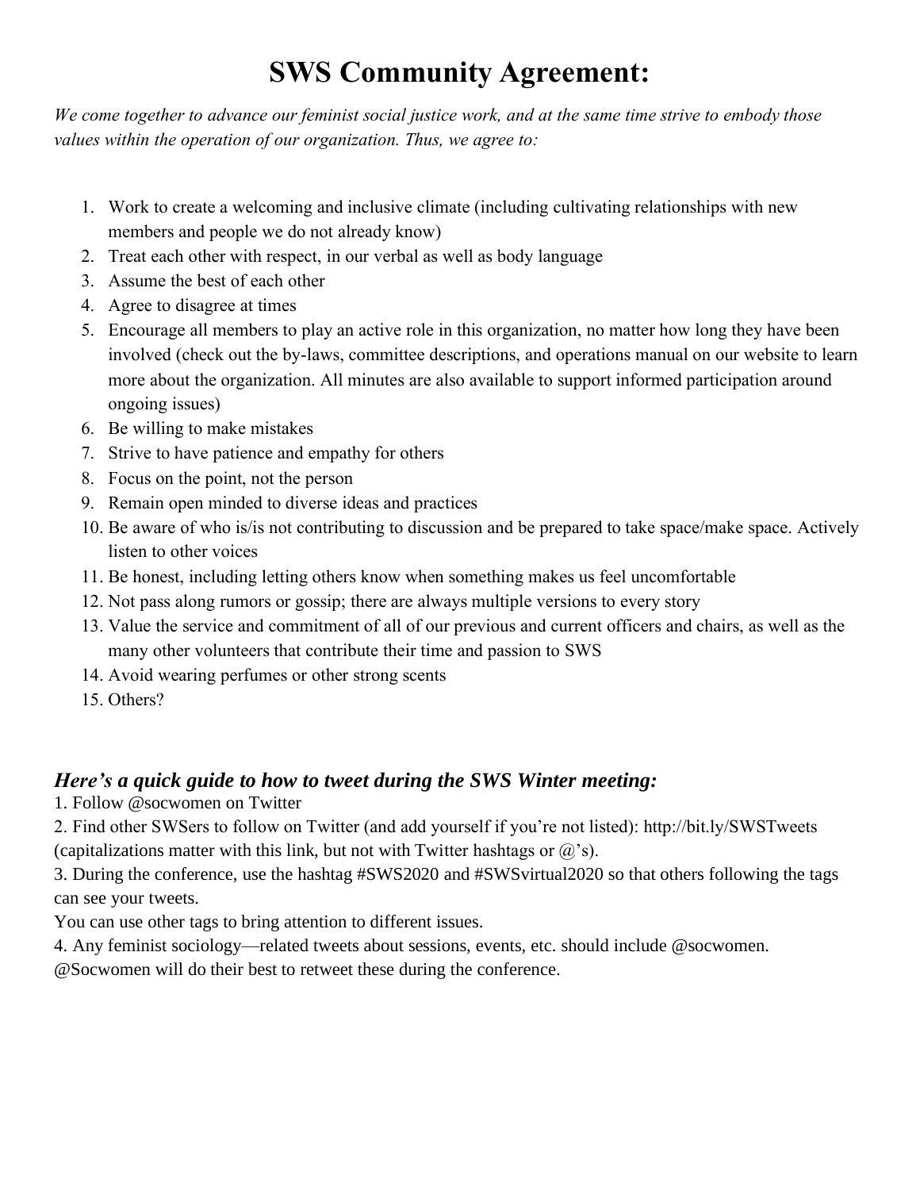# SWS Community Agreement:

*We come together to advance our feminist social justice work, and at the same time strive to embody those values within the operation of our organization. Thus, we agree to:*

1. Work to create a welcoming and inclusive climate (including cultivating relationships with new members and people we do not already know)
2. Treat each other with respect, in our verbal as well as body language
3. Assume the best of each other
4. Agree to disagree at times
5. Encourage all members to play an active role in this organization, no matter how long they have been involved (check out the by-laws, committee descriptions, and operations manual on our website to learn more about the organization. All minutes are also available to support informed participation around ongoing issues)
6. Be willing to make mistakes
7. Strive to have patience and empathy for others
8. Focus on the point, not the person
9. Remain open minded to diverse ideas and practices
10. Be aware of who is/is not contributing to discussion and be prepared to take space/make space. Actively listen to other voices
11. Be honest, including letting others know when something makes us feel uncomfortable
12. Not pass along rumors or gossip; there are always multiple versions to every story
13. Value the service and commitment of all of our previous and current officers and chairs, as well as the many other volunteers that contribute their time and passion to SWS
14. Avoid wearing perfumes or other strong scents
15. Others?

## *Here's a quick guide to how to tweet during the SWS Winter meeting:*

1. Follow @socwomen on Twitter
2. Find other SWSers to follow on Twitter (and add yourself if you're not listed): http://bit.ly/SWSTweets (capitalizations matter with this link, but not with Twitter hashtags or @'s).
3. During the conference, use the hashtag #SWS2020 and #SWSvirtual2020 so that others following the tags can see your tweets.

You can use other tags to bring attention to different issues.

4. Any feminist sociology—related tweets about sessions, events, etc. should include @socwomen. @Socwomen will do their best to retweet these during the conference.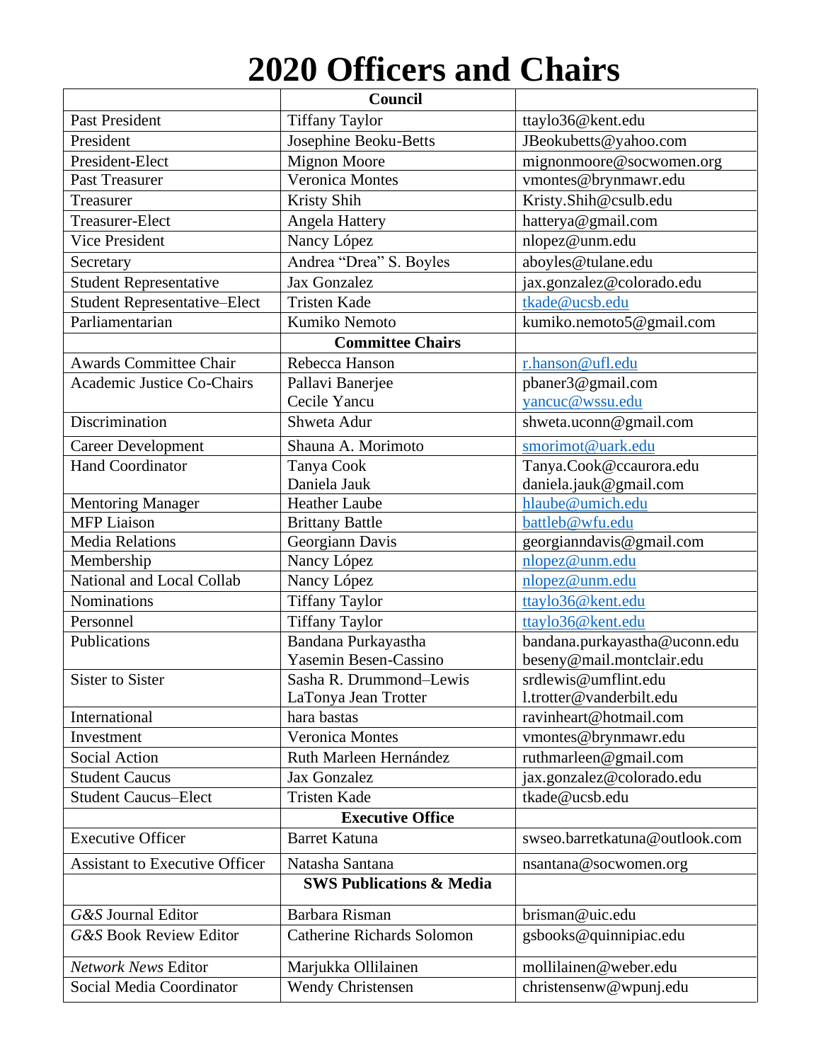# 2020 Officers and Chairs

| | Council | |
|---|---|---|
| Past President | Tiffany Taylor | ttaylo36@kent.edu |
| President | Josephine Beoku-Betts | JBeokubetts@yahoo.com |
| President-Elect | Mignon Moore | mignonmoore@socwomen.org |
| Past Treasurer | Veronica Montes | vmontes@brynmawr.edu |
| Treasurer | Kristy Shih | Kristy.Shih@csulb.edu |
| Treasurer-Elect | Angela Hattery | hatterya@gmail.com |
| Vice President | Nancy López | nlopez@unm.edu |
| Secretary | Andrea “Drea” S. Boyles | aboyles@tulane.edu |
| Student Representative | Jax Gonzalez | jax.gonzalez@colorado.edu |
| Student Representative–Elect | Tristen Kade | tkade@ucsb.edu |
| Parliamentarian | Kumiko Nemoto | kumiko.nemoto5@gmail.com |
| | **Committee Chairs** | |
| Awards Committee Chair | Rebecca Hanson | r.hanson@ufl.edu |
| Academic Justice Co-Chairs | Pallavi Banerjee<br>Cecile Yancu | pbaner3@gmail.com<br>yancuc@wssu.edu |
| Discrimination | Shweta Adur | shweta.uconn@gmail.com |
| Career Development | Shauna A. Morimoto | smorimot@uark.edu |
| Hand Coordinator | Tanya Cook<br>Daniela Jauk | Tanya.Cook@ccaurora.edu<br>daniela.jauk@gmail.com |
| Mentoring Manager | Heather Laube | hlaube@umich.edu |
| MFP Liaison | Brittany Battle | battleb@wfu.edu |
| Media Relations | Georgiann Davis | georgianndavis@gmail.com |
| Membership | Nancy López | nlopez@unm.edu |
| National and Local Collab | Nancy López | nlopez@unm.edu |
| Nominations | Tiffany Taylor | ttaylo36@kent.edu |
| Personnel | Tiffany Taylor | ttaylo36@kent.edu |
| Publications | Bandana Purkayastha<br>Yasemin Besen-Cassino | bandana.purkayastha@uconn.edu<br>beseny@mail.montclair.edu |
| Sister to Sister | Sasha R. Drummond–Lewis<br>LaTonya Jean Trotter | srdlewis@umflint.edu<br>l.trotter@vanderbilt.edu |
| International | hara bastas | ravinheart@hotmail.com |
| Investment | Veronica Montes | vmontes@brynmawr.edu |
| Social Action | Ruth Marleen Hernández | ruthmarleen@gmail.com |
| Student Caucus | Jax Gonzalez | jax.gonzalez@colorado.edu |
| Student Caucus–Elect | Tristen Kade | tkade@ucsb.edu |
| | **Executive Office** | |
| Executive Officer | Barret Katuna | swseo.barretkatuna@outlook.com |
| Assistant to Executive Officer | Natasha Santana | nsantana@socwomen.org |
| | **SWS Publications & Media** | |
| *G&S* Journal Editor | Barbara Risman | brisman@uic.edu |
| *G&S* Book Review Editor | Catherine Richards Solomon | gsbooks@quinnipiac.edu |
| *Network News* Editor | Marjukka Ollilainen | mollilainen@weber.edu |
| Social Media Coordinator | Wendy Christensen | christensenw@wpunj.edu |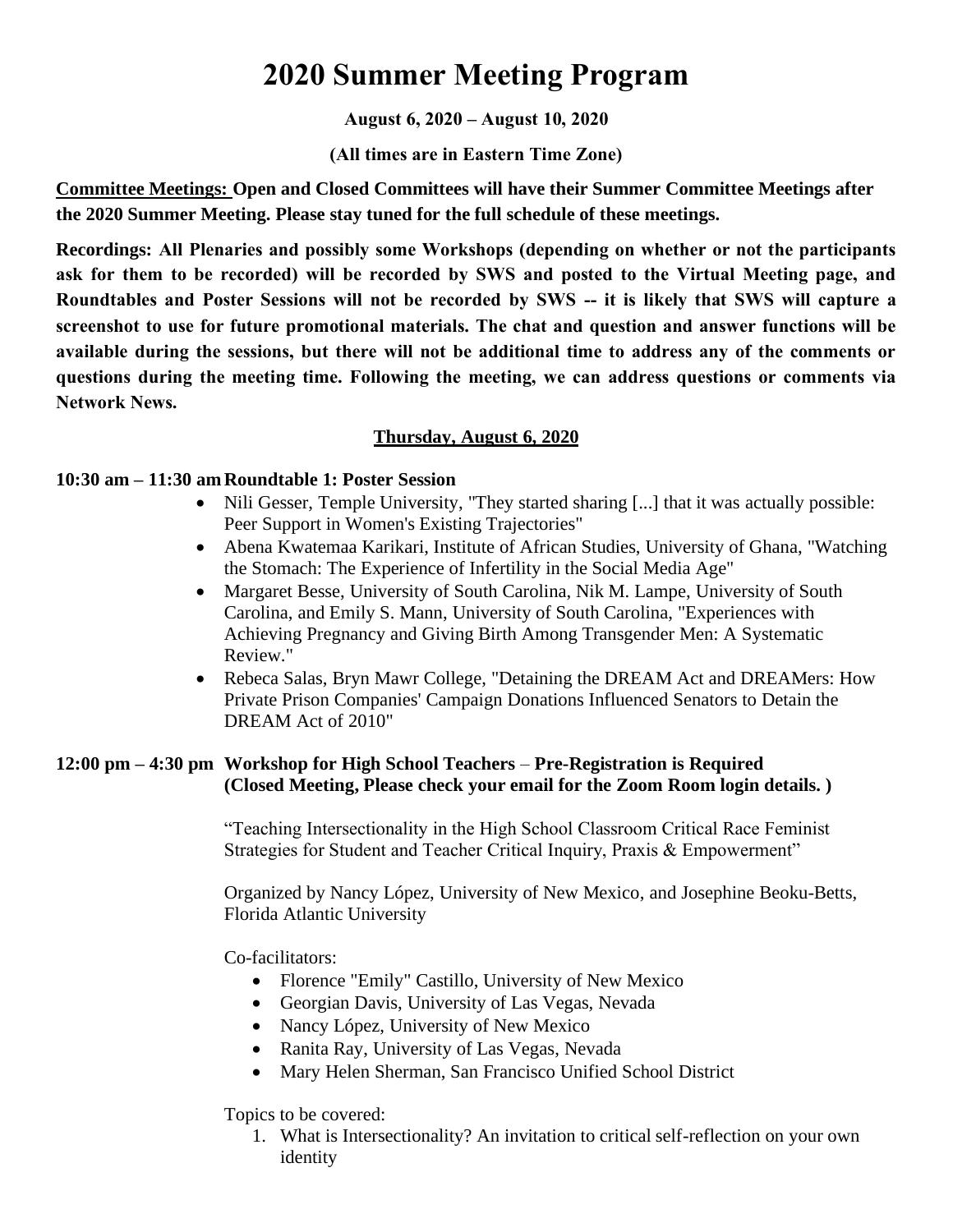# 2020 Summer Meeting Program

**August 6, 2020 – August 10, 2020**

**(All times are in Eastern Time Zone)**

**Committee Meetings: Open and Closed Committees will have their Summer Committee Meetings after the 2020 Summer Meeting. Please stay tuned for the full schedule of these meetings.**

**Recordings: All Plenaries and possibly some Workshops (depending on whether or not the participants ask for them to be recorded) will be recorded by SWS and posted to the Virtual Meeting page, and Roundtables and Poster Sessions will not be recorded by SWS -- it is likely that SWS will capture a screenshot to use for future promotional materials. The chat and question and answer functions will be available during the sessions, but there will not be additional time to address any of the comments or questions during the meeting time. Following the meeting, we can address questions or comments via Network News.**

## Thursday, August 6, 2020

**10:30 am – 11:30 am Roundtable 1: Poster Session**

- Nili Gesser, Temple University, "They started sharing [...] that it was actually possible: Peer Support in Women's Existing Trajectories"
- Abena Kwatemaa Karikari, Institute of African Studies, University of Ghana, "Watching the Stomach: The Experience of Infertility in the Social Media Age"
- Margaret Besse, University of South Carolina, Nik M. Lampe, University of South Carolina, and Emily S. Mann, University of South Carolina, "Experiences with Achieving Pregnancy and Giving Birth Among Transgender Men: A Systematic Review."
- Rebeca Salas, Bryn Mawr College, "Detaining the DREAM Act and DREAMers: How Private Prison Companies' Campaign Donations Influenced Senators to Detain the DREAM Act of 2010"

**12:00 pm – 4:30 pm Workshop for High School Teachers – Pre-Registration is Required (Closed Meeting, Please check your email for the Zoom Room login details. )**

"Teaching Intersectionality in the High School Classroom Critical Race Feminist Strategies for Student and Teacher Critical Inquiry, Praxis & Empowerment"

Organized by Nancy López, University of New Mexico, and Josephine Beoku-Betts, Florida Atlantic University

Co-facilitators:

- Florence "Emily" Castillo, University of New Mexico
- Georgian Davis, University of Las Vegas, Nevada
- Nancy López, University of New Mexico
- Ranita Ray, University of Las Vegas, Nevada
- Mary Helen Sherman, San Francisco Unified School District

Topics to be covered:

1. What is Intersectionality? An invitation to critical self-reflection on your own identity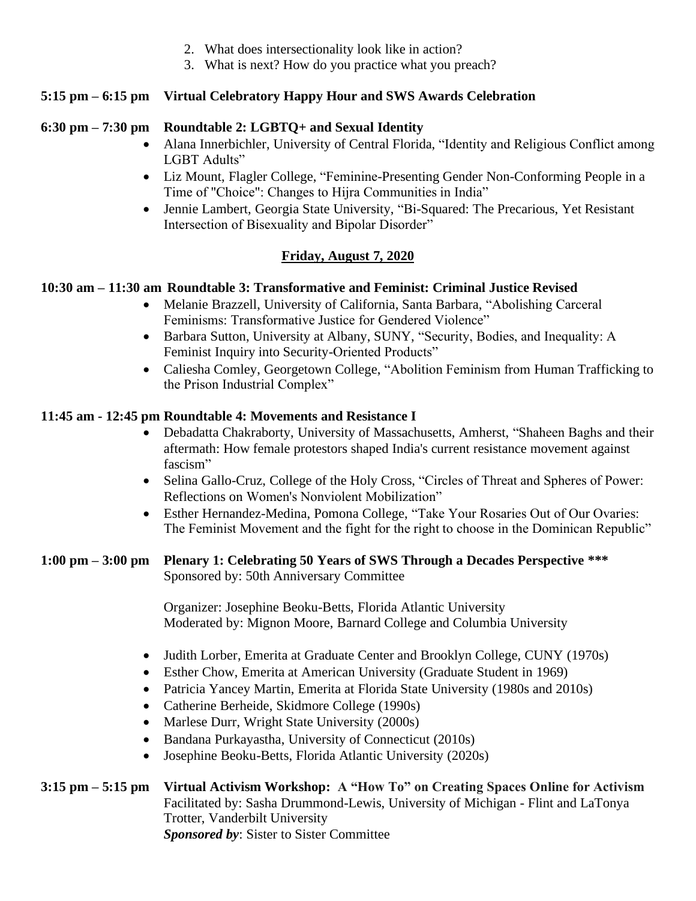2. What does intersectionality look like in action?
3. What is next? How do you practice what you preach?

**5:15 pm – 6:15 pm Virtual Celebratory Happy Hour and SWS Awards Celebration**

**6:30 pm – 7:30 pm Roundtable 2: LGBTQ+ and Sexual Identity**

- Alana Innerbichler, University of Central Florida, "Identity and Religious Conflict among LGBT Adults"
- Liz Mount, Flagler College, "Feminine-Presenting Gender Non-Conforming People in a Time of "Choice": Changes to Hijra Communities in India"
- Jennie Lambert, Georgia State University, "Bi-Squared: The Precarious, Yet Resistant Intersection of Bisexuality and Bipolar Disorder"

## Friday, August 7, 2020

**10:30 am – 11:30 am Roundtable 3: Transformative and Feminist: Criminal Justice Revised**

- Melanie Brazzell, University of California, Santa Barbara, "Abolishing Carceral Feminisms: Transformative Justice for Gendered Violence"
- Barbara Sutton, University at Albany, SUNY, "Security, Bodies, and Inequality: A Feminist Inquiry into Security-Oriented Products"
- Caliesha Comley, Georgetown College, "Abolition Feminism from Human Trafficking to the Prison Industrial Complex"

**11:45 am - 12:45 pm Roundtable 4: Movements and Resistance I**

- Debadatta Chakraborty, University of Massachusetts, Amherst, "Shaheen Baghs and their aftermath: How female protestors shaped India's current resistance movement against fascism"
- Selina Gallo-Cruz, College of the Holy Cross, "Circles of Threat and Spheres of Power: Reflections on Women's Nonviolent Mobilization"
- Esther Hernandez-Medina, Pomona College, "Take Your Rosaries Out of Our Ovaries: The Feminist Movement and the fight for the right to choose in the Dominican Republic"

**1:00 pm – 3:00 pm Plenary 1: Celebrating 50 Years of SWS Through a Decades Perspective *****
Sponsored by: 50th Anniversary Committee

Organizer: Josephine Beoku-Betts, Florida Atlantic University
Moderated by: Mignon Moore, Barnard College and Columbia University

- Judith Lorber, Emerita at Graduate Center and Brooklyn College, CUNY (1970s)
- Esther Chow, Emerita at American University (Graduate Student in 1969)
- Patricia Yancey Martin, Emerita at Florida State University (1980s and 2010s)
- Catherine Berheide, Skidmore College (1990s)
- Marlese Durr, Wright State University (2000s)
- Bandana Purkayastha, University of Connecticut (2010s)
- Josephine Beoku-Betts, Florida Atlantic University (2020s)

**3:15 pm – 5:15 pm Virtual Activism Workshop: A "How To" on Creating Spaces Online for Activism**
Facilitated by: Sasha Drummond-Lewis, University of Michigan - Flint and LaTonya Trotter, Vanderbilt University
***Sponsored by***: Sister to Sister Committee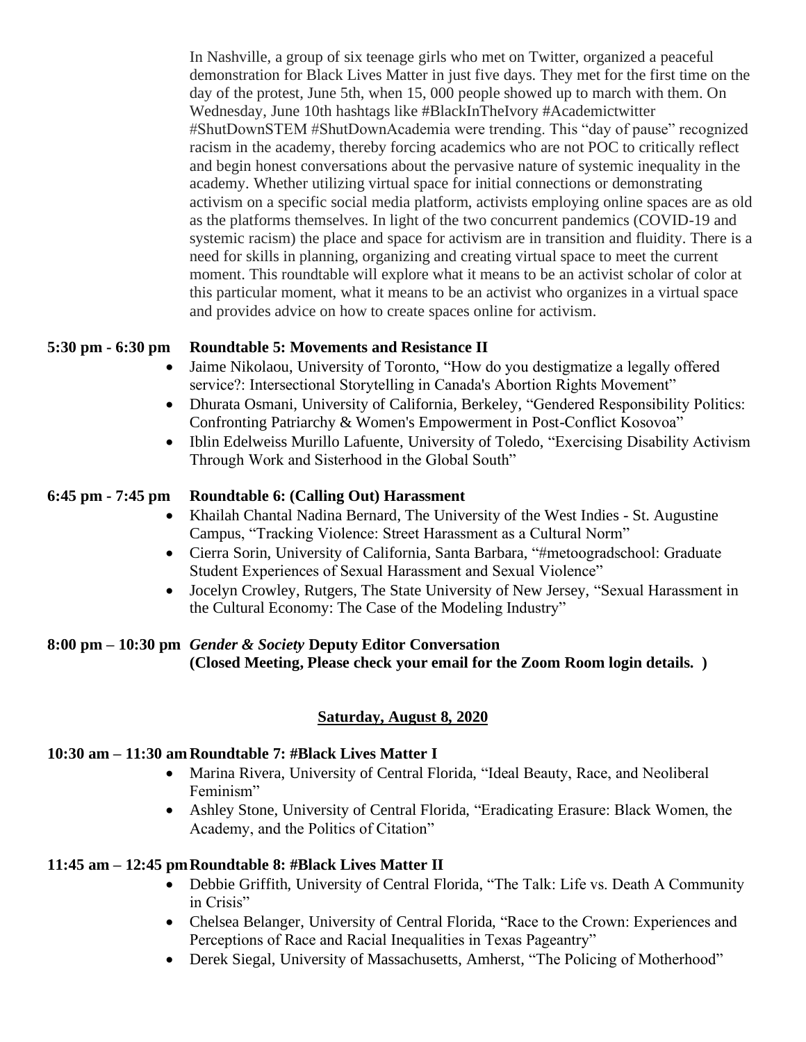In Nashville, a group of six teenage girls who met on Twitter, organized a peaceful demonstration for Black Lives Matter in just five days. They met for the first time on the day of the protest, June 5th, when 15, 000 people showed up to march with them. On Wednesday, June 10th hashtags like #BlackInTheIvory #Academictwitter #ShutDownSTEM #ShutDownAcademia were trending. This "day of pause" recognized racism in the academy, thereby forcing academics who are not POC to critically reflect and begin honest conversations about the pervasive nature of systemic inequality in the academy. Whether utilizing virtual space for initial connections or demonstrating activism on a specific social media platform, activists employing online spaces are as old as the platforms themselves. In light of the two concurrent pandemics (COVID-19 and systemic racism) the place and space for activism are in transition and fluidity. There is a need for skills in planning, organizing and creating virtual space to meet the current moment. This roundtable will explore what it means to be an activist scholar of color at this particular moment, what it means to be an activist who organizes in a virtual space and provides advice on how to create spaces online for activism.

**5:30 pm - 6:30 pm Roundtable 5: Movements and Resistance II**

- Jaime Nikolaou, University of Toronto, "How do you destigmatize a legally offered service?: Intersectional Storytelling in Canada's Abortion Rights Movement"
- Dhurata Osmani, University of California, Berkeley, "Gendered Responsibility Politics: Confronting Patriarchy & Women's Empowerment in Post-Conflict Kosovoa"
- Iblin Edelweiss Murillo Lafuente, University of Toledo, "Exercising Disability Activism Through Work and Sisterhood in the Global South"

**6:45 pm - 7:45 pm Roundtable 6: (Calling Out) Harassment**

- Khailah Chantal Nadina Bernard, The University of the West Indies - St. Augustine Campus, "Tracking Violence: Street Harassment as a Cultural Norm"
- Cierra Sorin, University of California, Santa Barbara, "#metoogradschool: Graduate Student Experiences of Sexual Harassment and Sexual Violence"
- Jocelyn Crowley, Rutgers, The State University of New Jersey, "Sexual Harassment in the Cultural Economy: The Case of the Modeling Industry"

**8:00 pm – 10:30 pm *Gender & Society* Deputy Editor Conversation**
**(Closed Meeting, Please check your email for the Zoom Room login details. )**

## Saturday, August 8, 2020

**10:30 am – 11:30 am Roundtable 7: #Black Lives Matter I**

- Marina Rivera, University of Central Florida, "Ideal Beauty, Race, and Neoliberal Feminism"
- Ashley Stone, University of Central Florida, "Eradicating Erasure: Black Women, the Academy, and the Politics of Citation"

**11:45 am – 12:45 pm Roundtable 8: #Black Lives Matter II**

- Debbie Griffith, University of Central Florida, "The Talk: Life vs. Death A Community in Crisis"
- Chelsea Belanger, University of Central Florida, "Race to the Crown: Experiences and Perceptions of Race and Racial Inequalities in Texas Pageantry"
- Derek Siegal, University of Massachusetts, Amherst, "The Policing of Motherhood"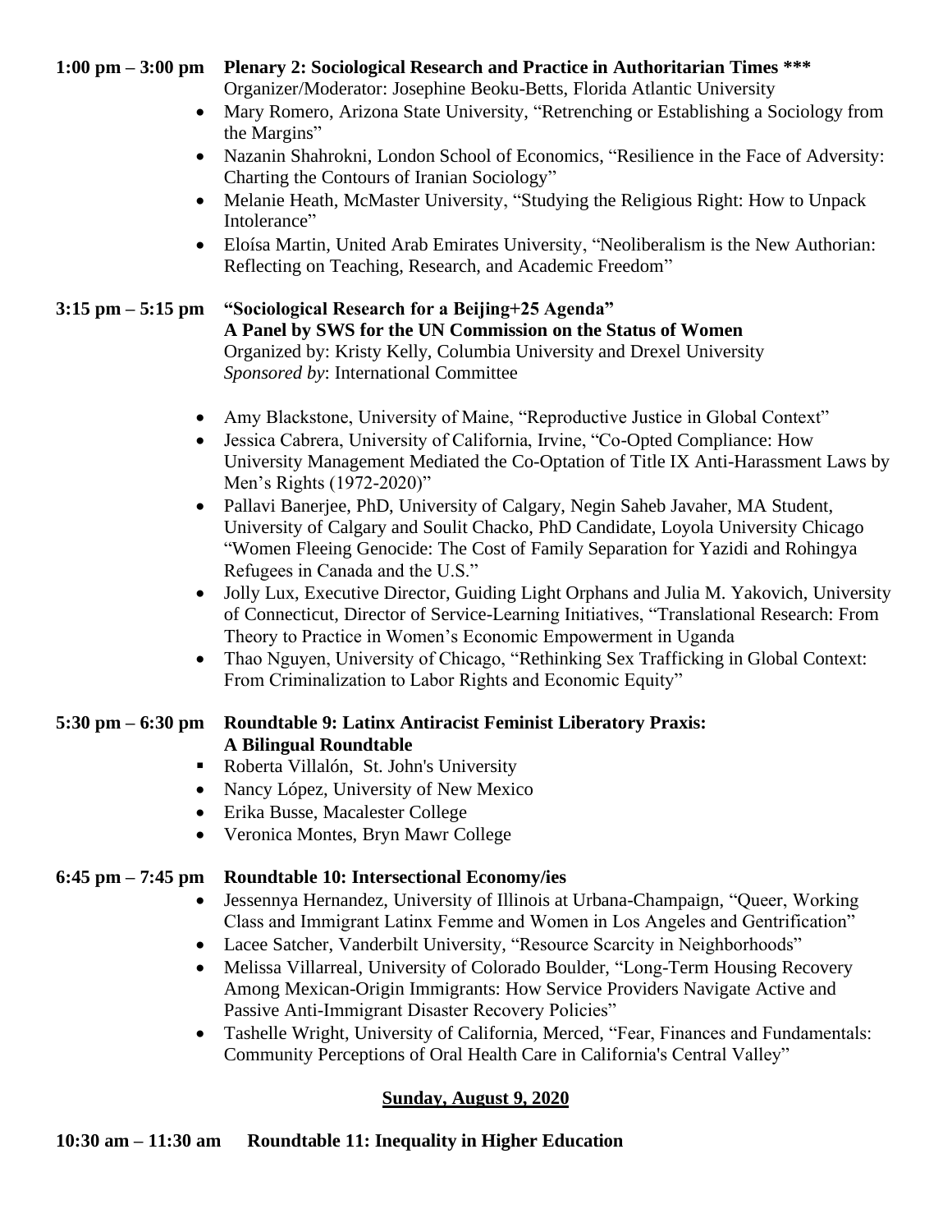**1:00 pm – 3:00 pm** **Plenary 2: Sociological Research and Practice in Authoritarian Times *****
Organizer/Moderator: Josephine Beoku-Betts, Florida Atlantic University

- Mary Romero, Arizona State University, "Retrenching or Establishing a Sociology from the Margins"
- Nazanin Shahrokni, London School of Economics, "Resilience in the Face of Adversity: Charting the Contours of Iranian Sociology"
- Melanie Heath, McMaster University, "Studying the Religious Right: How to Unpack Intolerance"
- Eloísa Martin, United Arab Emirates University, "Neoliberalism is the New Authorian: Reflecting on Teaching, Research, and Academic Freedom"

**3:15 pm – 5:15 pm** **"Sociological Research for a Beijing+25 Agenda"**
**A Panel by SWS for the UN Commission on the Status of Women**
Organized by: Kristy Kelly, Columbia University and Drexel University
*Sponsored by*: International Committee

- Amy Blackstone, University of Maine, "Reproductive Justice in Global Context"
- Jessica Cabrera, University of California, Irvine, "Co-Opted Compliance: How University Management Mediated the Co-Optation of Title IX Anti-Harassment Laws by Men's Rights (1972-2020)"
- Pallavi Banerjee, PhD, University of Calgary, Negin Saheb Javaher, MA Student, University of Calgary and Soulit Chacko, PhD Candidate, Loyola University Chicago "Women Fleeing Genocide: The Cost of Family Separation for Yazidi and Rohingya Refugees in Canada and the U.S."
- Jolly Lux, Executive Director, Guiding Light Orphans and Julia M. Yakovich, University of Connecticut, Director of Service-Learning Initiatives, "Translational Research: From Theory to Practice in Women's Economic Empowerment in Uganda
- Thao Nguyen, University of Chicago, "Rethinking Sex Trafficking in Global Context: From Criminalization to Labor Rights and Economic Equity"

**5:30 pm – 6:30 pm** **Roundtable 9: Latinx Antiracist Feminist Liberatory Praxis:**
**A Bilingual Roundtable**

- Roberta Villalón, St. John's University
- Nancy López, University of New Mexico
- Erika Busse, Macalester College
- Veronica Montes, Bryn Mawr College

**6:45 pm – 7:45 pm** **Roundtable 10: Intersectional Economy/ies**

- Jessennya Hernandez, University of Illinois at Urbana-Champaign, "Queer, Working Class and Immigrant Latinx Femme and Women in Los Angeles and Gentrification"
- Lacee Satcher, Vanderbilt University, "Resource Scarcity in Neighborhoods"
- Melissa Villarreal, University of Colorado Boulder, "Long-Term Housing Recovery Among Mexican-Origin Immigrants: How Service Providers Navigate Active and Passive Anti-Immigrant Disaster Recovery Policies"
- Tashelle Wright, University of California, Merced, "Fear, Finances and Fundamentals: Community Perceptions of Oral Health Care in California's Central Valley"

## Sunday, August 9, 2020

**10:30 am – 11:30 am** **Roundtable 11: Inequality in Higher Education**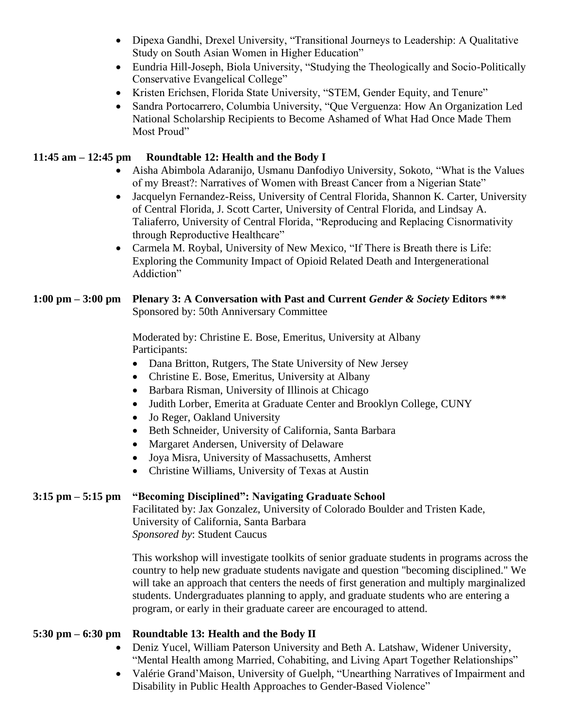- Dipexa Gandhi, Drexel University, "Transitional Journeys to Leadership: A Qualitative Study on South Asian Women in Higher Education"
- Eundria Hill-Joseph, Biola University, "Studying the Theologically and Socio-Politically Conservative Evangelical College"
- Kristen Erichsen, Florida State University, "STEM, Gender Equity, and Tenure"
- Sandra Portocarrero, Columbia University, "Que Verguenza: How An Organization Led National Scholarship Recipients to Become Ashamed of What Had Once Made Them Most Proud"

**11:45 am – 12:45 pm Roundtable 12: Health and the Body I**

- Aisha Abimbola Adaranijo, Usmanu Danfodiyo University, Sokoto, "What is the Values of my Breast?: Narratives of Women with Breast Cancer from a Nigerian State"
- Jacquelyn Fernandez-Reiss, University of Central Florida, Shannon K. Carter, University of Central Florida, J. Scott Carter, University of Central Florida, and Lindsay A. Taliaferro, University of Central Florida, "Reproducing and Replacing Cisnormativity through Reproductive Healthcare"
- Carmela M. Roybal, University of New Mexico, "If There is Breath there is Life: Exploring the Community Impact of Opioid Related Death and Intergenerational Addiction"

**1:00 pm – 3:00 pm Plenary 3: A Conversation with Past and Current *Gender & Society* Editors *****

Sponsored by: 50th Anniversary Committee

Moderated by: Christine E. Bose, Emeritus, University at Albany
Participants:

- Dana Britton, Rutgers, The State University of New Jersey
- Christine E. Bose, Emeritus, University at Albany
- Barbara Risman, University of Illinois at Chicago
- Judith Lorber, Emerita at Graduate Center and Brooklyn College, CUNY
- Jo Reger, Oakland University
- Beth Schneider, University of California, Santa Barbara
- Margaret Andersen, University of Delaware
- Joya Misra, University of Massachusetts, Amherst
- Christine Williams, University of Texas at Austin

**3:15 pm – 5:15 pm "Becoming Disciplined": Navigating Graduate School**

Facilitated by: Jax Gonzalez, University of Colorado Boulder and Tristen Kade, University of California, Santa Barbara
*Sponsored by*: Student Caucus

This workshop will investigate toolkits of senior graduate students in programs across the country to help new graduate students navigate and question "becoming disciplined." We will take an approach that centers the needs of first generation and multiply marginalized students. Undergraduates planning to apply, and graduate students who are entering a program, or early in their graduate career are encouraged to attend.

**5:30 pm – 6:30 pm Roundtable 13: Health and the Body II**

- Deniz Yucel, William Paterson University and Beth A. Latshaw, Widener University, "Mental Health among Married, Cohabiting, and Living Apart Together Relationships"
- Valérie Grand'Maison, University of Guelph, "Unearthing Narratives of Impairment and Disability in Public Health Approaches to Gender-Based Violence"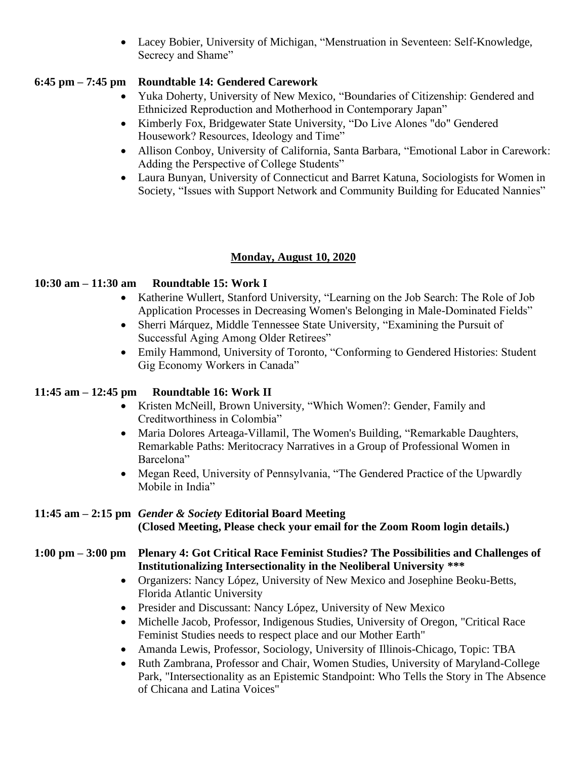- Lacey Bobier, University of Michigan, “Menstruation in Seventeen: Self-Knowledge, Secrecy and Shame”

**6:45 pm – 7:45 pm Roundtable 14: Gendered Carework**

- Yuka Doherty, University of New Mexico, “Boundaries of Citizenship: Gendered and Ethnicized Reproduction and Motherhood in Contemporary Japan”
- Kimberly Fox, Bridgewater State University, “Do Live Alones "do" Gendered Housework? Resources, Ideology and Time”
- Allison Conboy, University of California, Santa Barbara, “Emotional Labor in Carework: Adding the Perspective of College Students”
- Laura Bunyan, University of Connecticut and Barret Katuna, Sociologists for Women in Society, “Issues with Support Network and Community Building for Educated Nannies”

## Monday, August 10, 2020

**10:30 am – 11:30 am Roundtable 15: Work I**

- Katherine Wullert, Stanford University, “Learning on the Job Search: The Role of Job Application Processes in Decreasing Women's Belonging in Male-Dominated Fields”
- Sherri Márquez, Middle Tennessee State University, “Examining the Pursuit of Successful Aging Among Older Retirees”
- Emily Hammond, University of Toronto, “Conforming to Gendered Histories: Student Gig Economy Workers in Canada”

**11:45 am – 12:45 pm Roundtable 16: Work II**

- Kristen McNeill, Brown University, “Which Women?: Gender, Family and Creditworthiness in Colombia”
- Maria Dolores Arteaga-Villamil, The Women's Building, “Remarkable Daughters, Remarkable Paths: Meritocracy Narratives in a Group of Professional Women in Barcelona”
- Megan Reed, University of Pennsylvania, “The Gendered Practice of the Upwardly Mobile in India”

**11:45 am – 2:15 pm *Gender & Society* Editorial Board Meeting (Closed Meeting, Please check your email for the Zoom Room login details.)**

**1:00 pm – 3:00 pm Plenary 4: Got Critical Race Feminist Studies? The Possibilities and Challenges of Institutionalizing Intersectionality in the Neoliberal University *****

- Organizers: Nancy López, University of New Mexico and Josephine Beoku-Betts, Florida Atlantic University
- Presider and Discussant: Nancy López, University of New Mexico
- Michelle Jacob, Professor, Indigenous Studies, University of Oregon, "Critical Race Feminist Studies needs to respect place and our Mother Earth"
- Amanda Lewis, Professor, Sociology, University of Illinois-Chicago, Topic: TBA
- Ruth Zambrana, Professor and Chair, Women Studies, University of Maryland-College Park, "Intersectionality as an Epistemic Standpoint: Who Tells the Story in The Absence of Chicana and Latina Voices"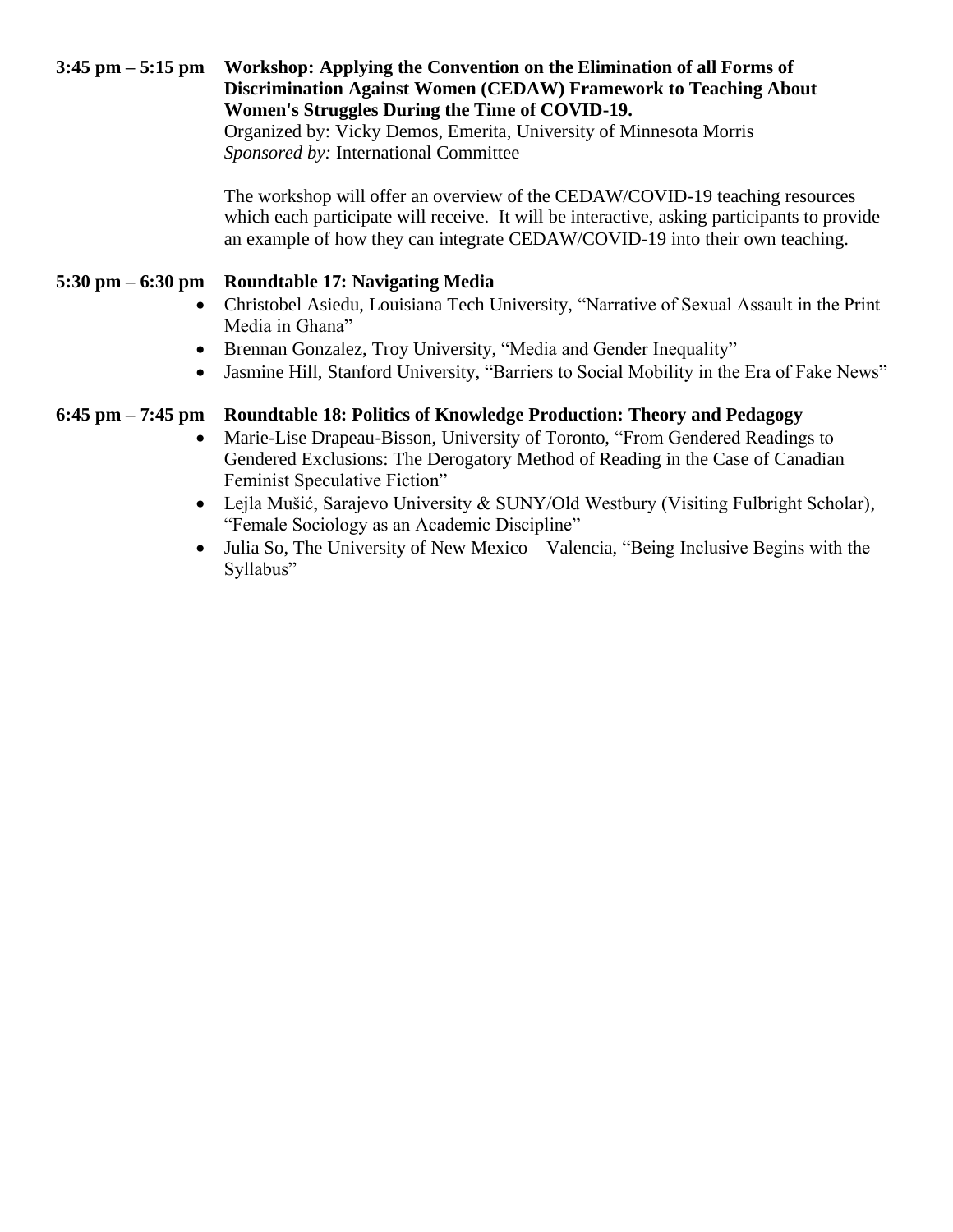**3:45 pm – 5:15 pm** **Workshop: Applying the Convention on the Elimination of all Forms of Discrimination Against Women (CEDAW) Framework to Teaching About Women's Struggles During the Time of COVID-19.**

Organized by: Vicky Demos, Emerita, University of Minnesota Morris

*Sponsored by:* International Committee

The workshop will offer an overview of the CEDAW/COVID-19 teaching resources which each participate will receive. It will be interactive, asking participants to provide an example of how they can integrate CEDAW/COVID-19 into their own teaching.

**5:30 pm – 6:30 pm** **Roundtable 17: Navigating Media**

- Christobel Asiedu, Louisiana Tech University, "Narrative of Sexual Assault in the Print Media in Ghana"
- Brennan Gonzalez, Troy University, "Media and Gender Inequality"
- Jasmine Hill, Stanford University, "Barriers to Social Mobility in the Era of Fake News"

**6:45 pm – 7:45 pm** **Roundtable 18: Politics of Knowledge Production: Theory and Pedagogy**

- Marie-Lise Drapeau-Bisson, University of Toronto, "From Gendered Readings to Gendered Exclusions: The Derogatory Method of Reading in the Case of Canadian Feminist Speculative Fiction"
- Lejla Mušić, Sarajevo University & SUNY/Old Westbury (Visiting Fulbright Scholar), "Female Sociology as an Academic Discipline"
- Julia So, The University of New Mexico—Valencia, "Being Inclusive Begins with the Syllabus"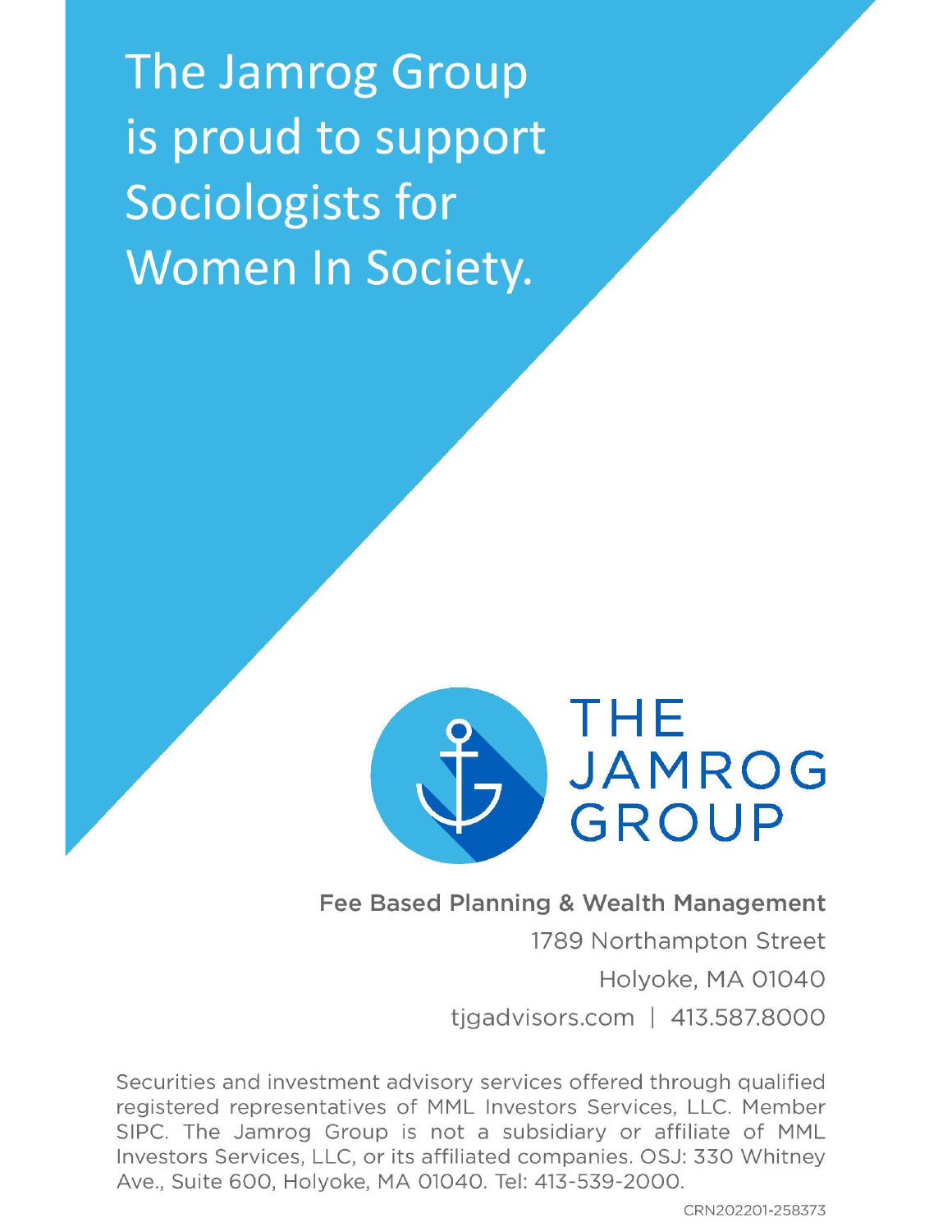# The Jamrog Group is proud to support Sociologists for Women In Society.

THE JAMROG GROUP

**Fee Based Planning & Wealth Management**

1789 Northampton Street

Holyoke, MA 01040

tjgadvisors.com | 413.587.8000

Securities and investment advisory services offered through qualified registered representatives of MML Investors Services, LLC. Member SIPC. The Jamrog Group is not a subsidiary or affiliate of MML Investors Services, LLC, or its affiliated companies. OSJ: 330 Whitney Ave., Suite 600, Holyoke, MA 01040. Tel: 413-539-2000.

CRN202201-258373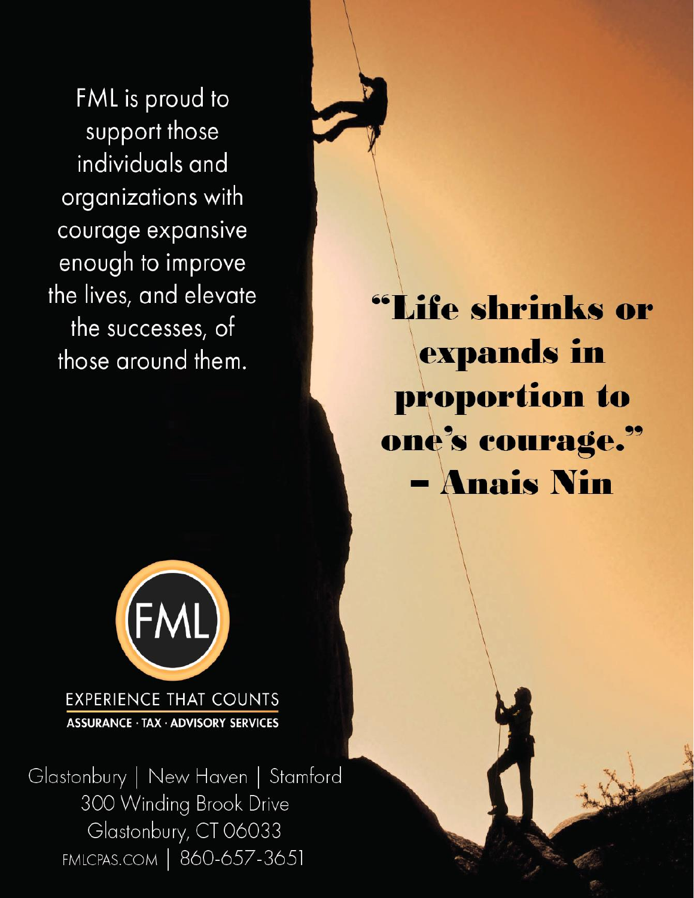FML is proud to support those individuals and organizations with courage expansive enough to improve the lives, and elevate the successes, of those around them.

**"Life shrinks or expands in proportion to one's courage."**
**– Anais Nin**

FML

EXPERIENCE THAT COUNTS

**ASSURANCE · TAX · ADVISORY SERVICES**

Glastonbury | New Haven | Stamford
300 Winding Brook Drive
Glastonbury, CT 06033
FMLCPAS.COM | 860-657-3651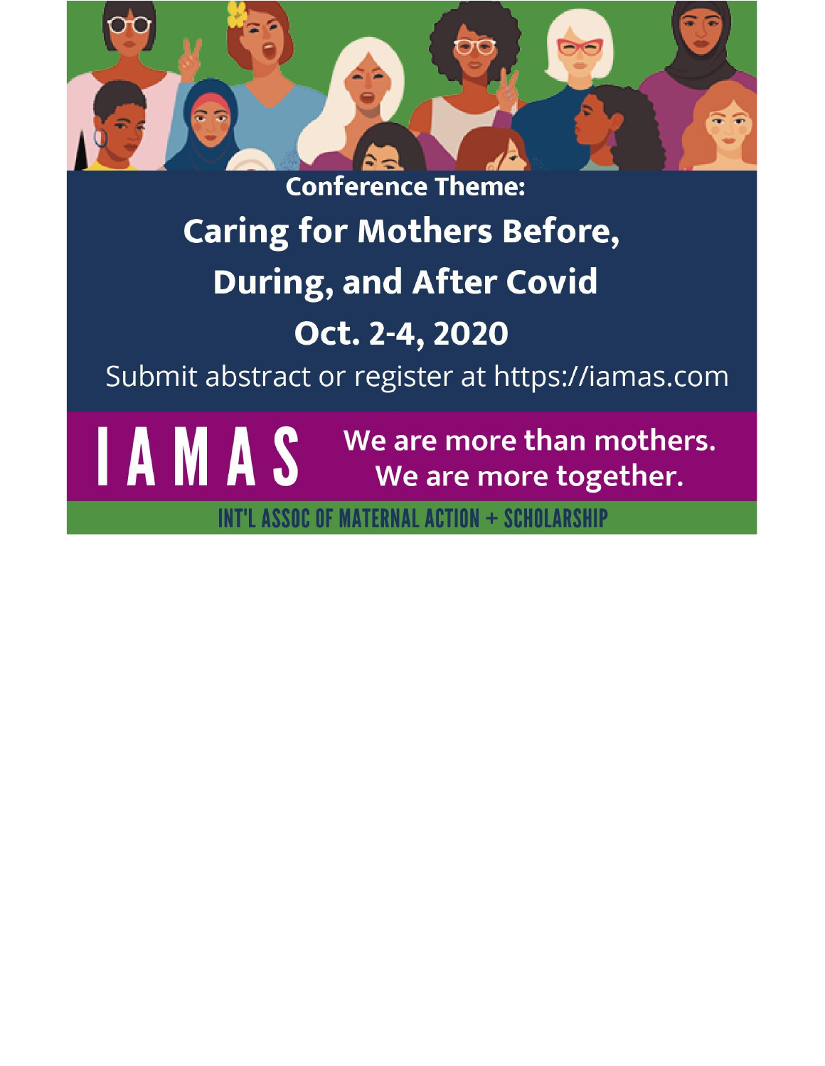Conference Theme:

## Caring for Mothers Before, During, and After Covid

## Oct. 2-4, 2020

Submit abstract or register at https://iamas.com

IAMAS

**We are more than mothers.**
**We are more together.**

INT'L ASSOC OF MATERNAL ACTION + SCHOLARSHIP